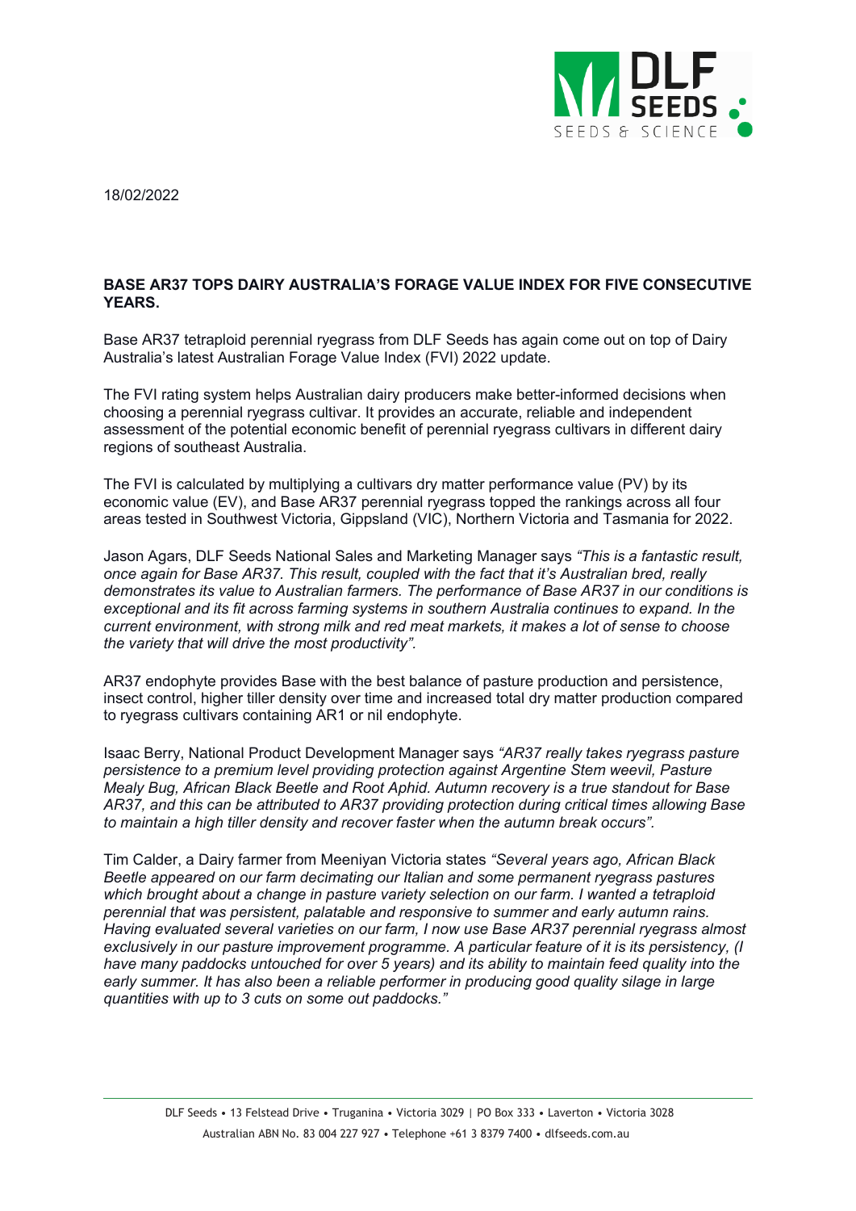18/02/2022

**BASE AR37 TOPS DAIRY AUSTRALIA'S FORAGE VALUE INDEX FOR FIVE CONSECUTIVE YEARS.**

Base AR37 tetraploid perennial ryegrass from DLF Seeds has again come out on top of Dairy Australia's latest Australian Forage Value Index (FVI) 2022 update.

The FVI rating system helps Australian dairy producers make better-informed decisions when choosing a perennial ryegrass cultivar. It provides an accurate, reliable and independent assessment of the potential economic benefit of perennial ryegrass cultivars in different dairy regions of southeast Australia.

The FVI is calculated by multiplying a cultivars dry matter performance value (PV) by its economic value (EV), and Base AR37 perennial ryegrass topped the rankings across all four areas tested in Southwest Victoria, Gippsland (VIC), Northern Victoria and Tasmania for 2022.

Jason Agars, DLF Seeds National Sales and Marketing Manager says *"This is a fantastic result, once again for Base AR37. This result, coupled with the fact that it's Australian bred, really demonstrates its value to Australian farmers. The performance of Base AR37 in our conditions is exceptional and its fit across farming systems in southern Australia continues to expand. In the current environment, with strong milk and red meat markets, it makes a lot of sense to choose the variety that will drive the most productivity".*

AR37 endophyte provides Base with the best balance of pasture production and persistence, insect control, higher tiller density over time and increased total dry matter production compared to ryegrass cultivars containing AR1 or nil endophyte.

Isaac Berry, National Product Development Manager says *"AR37 really takes ryegrass pasture persistence to a premium level providing protection against Argentine Stem weevil, Pasture Mealy Bug, African Black Beetle and Root Aphid. Autumn recovery is a true standout for Base AR37, and this can be attributed to AR37 providing protection during critical times allowing Base to maintain a high tiller density and recover faster when the autumn break occurs".*

Tim Calder, a Dairy farmer from Meeniyan Victoria states *"Several years ago, African Black Beetle appeared on our farm decimating our Italian and some permanent ryegrass pastures which brought about a change in pasture variety selection on our farm. I wanted a tetraploid perennial that was persistent, palatable and responsive to summer and early autumn rains. Having evaluated several varieties on our farm, I now use Base AR37 perennial ryegrass almost exclusively in our pasture improvement programme. A particular feature of it is its persistency, (I have many paddocks untouched for over 5 years) and its ability to maintain feed quality into the early summer. It has also been a reliable performer in producing good quality silage in large quantities with up to 3 cuts on some out paddocks."*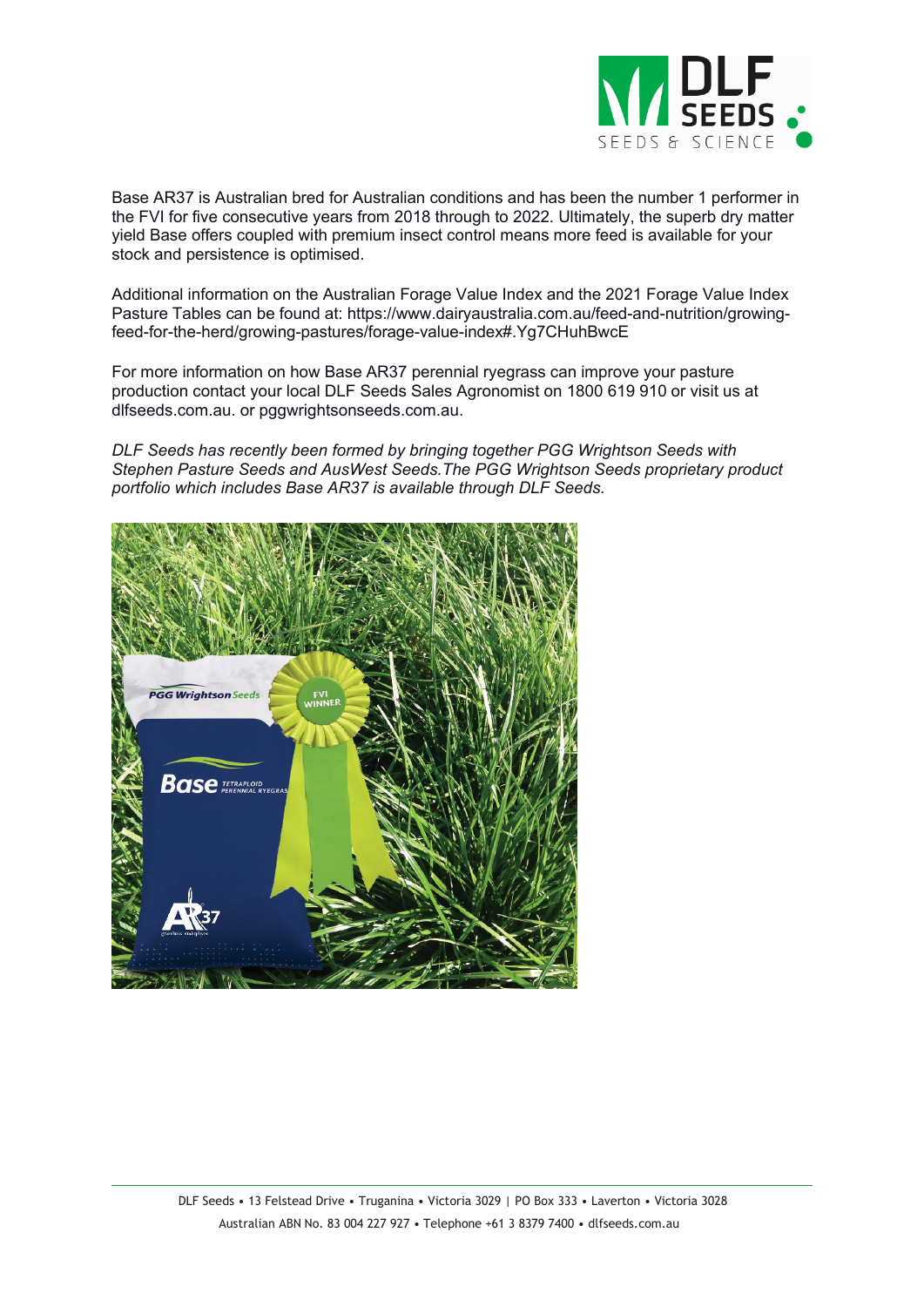Base AR37 is Australian bred for Australian conditions and has been the number 1 performer in the FVI for five consecutive years from 2018 through to 2022. Ultimately, the superb dry matter yield Base offers coupled with premium insect control means more feed is available for your stock and persistence is optimised.

Additional information on the Australian Forage Value Index and the 2021 Forage Value Index Pasture Tables can be found at: https://www.dairyaustralia.com.au/feed-and-nutrition/growing-feed-for-the-herd/growing-pastures/forage-value-index#.Yg7CHuhBwcE

For more information on how Base AR37 perennial ryegrass can improve your pasture production contact your local DLF Seeds Sales Agronomist on 1800 619 910 or visit us at dlfseeds.com.au. or pggwrightsonseeds.com.au.

*DLF Seeds has recently been formed by bringing together PGG Wrightson Seeds with Stephen Pasture Seeds and AusWest Seeds.The PGG Wrightson Seeds proprietary product portfolio which includes Base AR37 is available through DLF Seeds.*

DLF Seeds • 13 Felstead Drive • Truganina • Victoria 3029 | PO Box 333 • Laverton • Victoria 3028
Australian ABN No. 83 004 227 927 • Telephone +61 3 8379 7400 • dlfseeds.com.au